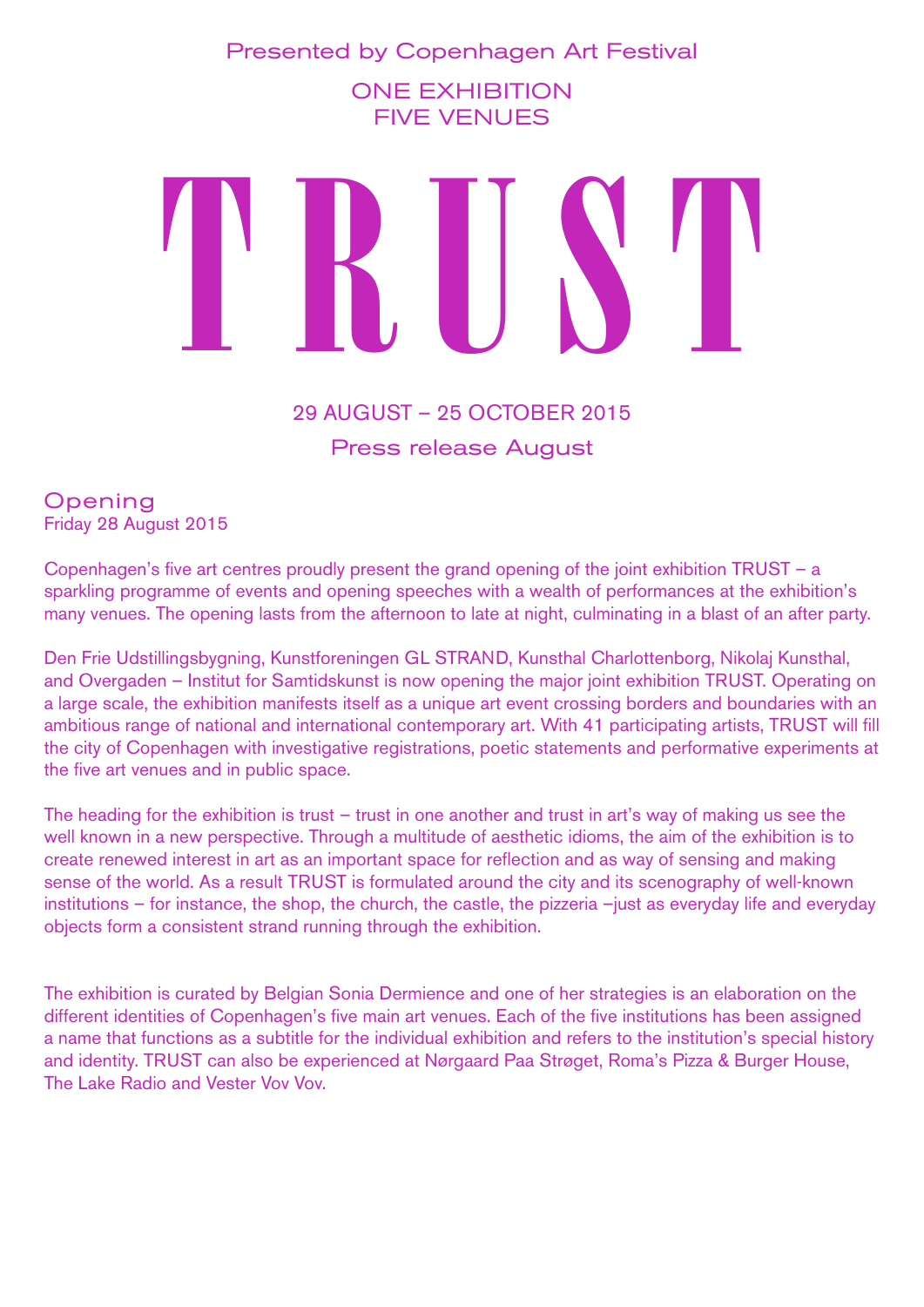Presented by Copenhagen Art Festival

ONE EXHIBITION
FIVE VENUES

# TRUST

29 AUGUST – 25 OCTOBER 2015

Press release August

## Opening

Friday 28 August 2015

Copenhagen's five art centres proudly present the grand opening of the joint exhibition TRUST – a sparkling programme of events and opening speeches with a wealth of performances at the exhibition's many venues. The opening lasts from the afternoon to late at night, culminating in a blast of an after party.

Den Frie Udstillingsbygning, Kunstforeningen GL STRAND, Kunsthal Charlottenborg, Nikolaj Kunsthal, and Overgaden – Institut for Samtidskunst is now opening the major joint exhibition TRUST. Operating on a large scale, the exhibition manifests itself as a unique art event crossing borders and boundaries with an ambitious range of national and international contemporary art. With 41 participating artists, TRUST will fill the city of Copenhagen with investigative registrations, poetic statements and performative experiments at the five art venues and in public space.

The heading for the exhibition is trust – trust in one another and trust in art's way of making us see the well known in a new perspective. Through a multitude of aesthetic idioms, the aim of the exhibition is to create renewed interest in art as an important space for reflection and as way of sensing and making sense of the world. As a result TRUST is formulated around the city and its scenography of well-known institutions – for instance, the shop, the church, the castle, the pizzeria –just as everyday life and everyday objects form a consistent strand running through the exhibition.

The exhibition is curated by Belgian Sonia Dermience and one of her strategies is an elaboration on the different identities of Copenhagen's five main art venues. Each of the five institutions has been assigned a name that functions as a subtitle for the individual exhibition and refers to the institution's special history and identity. TRUST can also be experienced at Nørgaard Paa Strøget, Roma's Pizza & Burger House, The Lake Radio and Vester Vov Vov.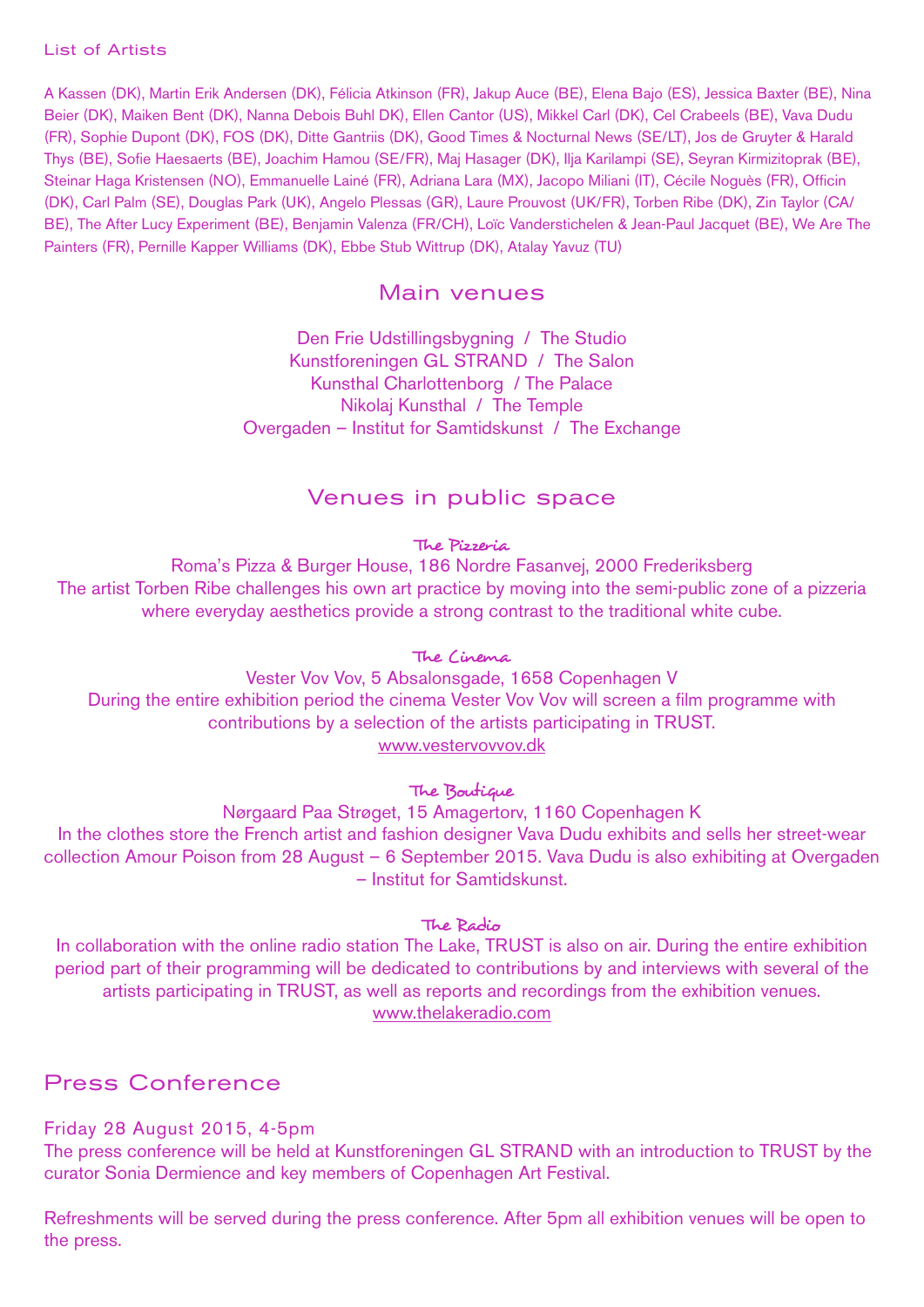List of Artists

A Kassen (DK), Martin Erik Andersen (DK), Félicia Atkinson (FR), Jakup Auce (BE), Elena Bajo (ES), Jessica Baxter (BE), Nina Beier (DK), Maiken Bent (DK), Nanna Debois Buhl DK), Ellen Cantor (US), Mikkel Carl (DK), Cel Crabeels (BE), Vava Dudu (FR), Sophie Dupont (DK), FOS (DK), Ditte Gantriis (DK), Good Times & Nocturnal News (SE/LT), Jos de Gruyter & Harald Thys (BE), Sofie Haesaerts (BE), Joachim Hamou (SE/FR), Maj Hasager (DK), Ilja Karilampi (SE), Seyran Kirmizitoprak (BE), Steinar Haga Kristensen (NO), Emmanuelle Lainé (FR), Adriana Lara (MX), Jacopo Miliani (IT), Cécile Noguès (FR), Officin (DK), Carl Palm (SE), Douglas Park (UK), Angelo Plessas (GR), Laure Prouvost (UK/FR), Torben Ribe (DK), Zin Taylor (CA/BE), The After Lucy Experiment (BE), Benjamin Valenza (FR/CH), Loïc Vanderstichelen & Jean-Paul Jacquet (BE), We Are The Painters (FR), Pernille Kapper Williams (DK), Ebbe Stub Wittrup (DK), Atalay Yavuz (TU)

## Main venues

Den Frie Udstillingsbygning / The Studio
Kunstforeningen GL STRAND / The Salon
Kunsthal Charlottenborg / The Palace
Nikolaj Kunsthal / The Temple
Overgaden – Institut for Samtidskunst / The Exchange

## Venues in public space

### The Pizzeria

Roma's Pizza & Burger House, 186 Nordre Fasanvej, 2000 Frederiksberg
The artist Torben Ribe challenges his own art practice by moving into the semi-public zone of a pizzeria where everyday aesthetics provide a strong contrast to the traditional white cube.

### The Cinema

Vester Vov Vov, 5 Absalonsgade, 1658 Copenhagen V
During the entire exhibition period the cinema Vester Vov Vov will screen a film programme with contributions by a selection of the artists participating in TRUST.
www.vestervovvov.dk

### The Boutique

Nørgaard Paa Strøget, 15 Amagertorv, 1160 Copenhagen K
In the clothes store the French artist and fashion designer Vava Dudu exhibits and sells her street-wear collection Amour Poison from 28 August – 6 September 2015. Vava Dudu is also exhibiting at Overgaden – Institut for Samtidskunst.

### The Radio

In collaboration with the online radio station The Lake, TRUST is also on air. During the entire exhibition period part of their programming will be dedicated to contributions by and interviews with several of the artists participating in TRUST, as well as reports and recordings from the exhibition venues.
www.thelakeradio.com

## Press Conference

Friday 28 August 2015, 4-5pm
The press conference will be held at Kunstforeningen GL STRAND with an introduction to TRUST by the curator Sonia Dermience and key members of Copenhagen Art Festival.

Refreshments will be served during the press conference. After 5pm all exhibition venues will be open to the press.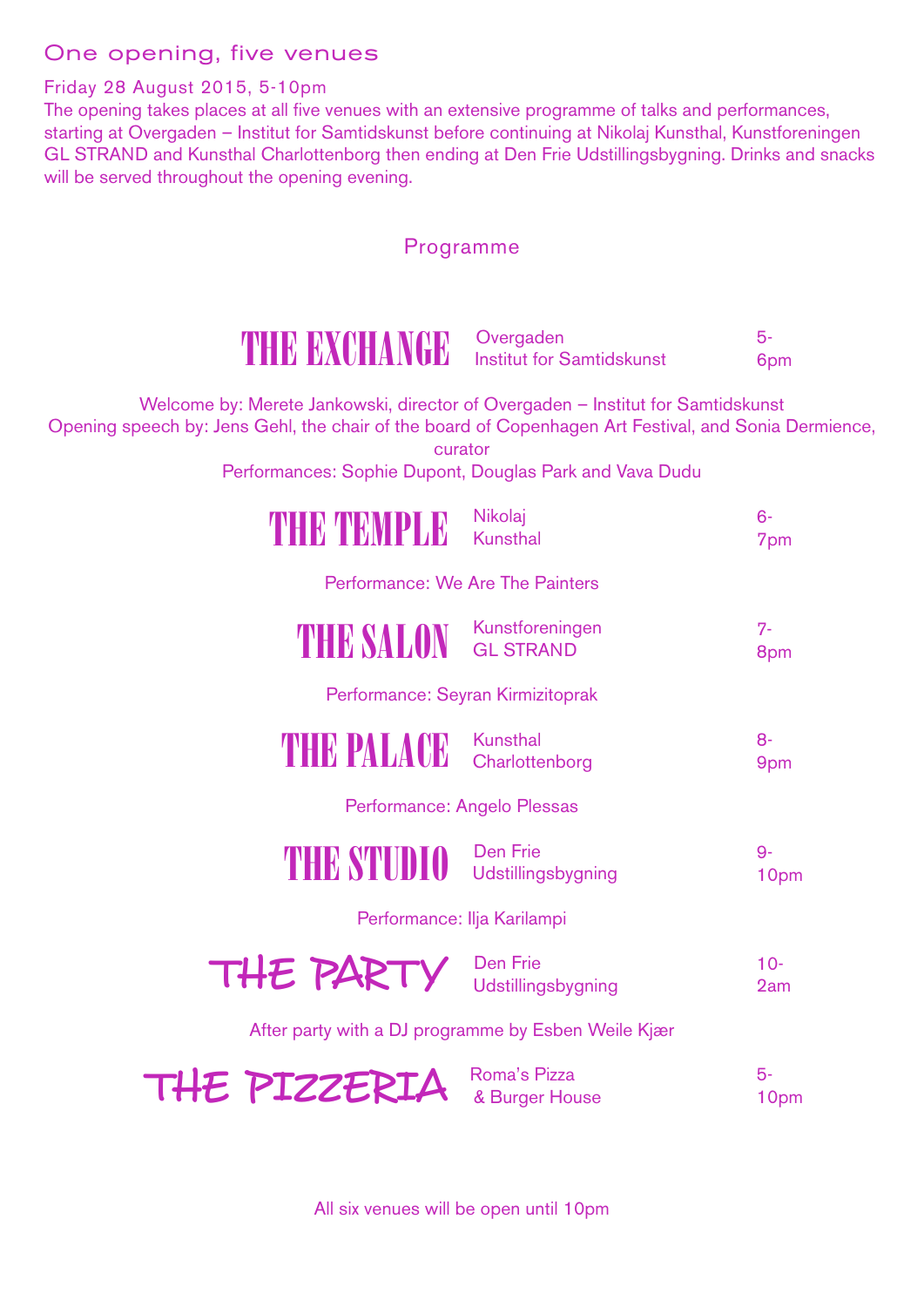## One opening, five venues

Friday 28 August 2015, 5-10pm

The opening takes places at all five venues with an extensive programme of talks and performances, starting at Overgaden – Institut for Samtidskunst before continuing at Nikolaj Kunsthal, Kunstforeningen GL STRAND and Kunsthal Charlottenborg then ending at Den Frie Udstillingsbygning. Drinks and snacks will be served throughout the opening evening.

### Programme

| | | |
|---|---|---|
| **THE EXCHANGE** | Overgaden Institut for Samtidskunst | 5-6pm |

Welcome by: Merete Jankowski, director of Overgaden – Institut for Samtidskunst
Opening speech by: Jens Gehl, the chair of the board of Copenhagen Art Festival, and Sonia Dermience, curator
Performances: Sophie Dupont, Douglas Park and Vava Dudu

| | | |
|---|---|---|
| **THE TEMPLE** | Nikolaj Kunsthal | 6-7pm |

Performance: We Are The Painters

| | | |
|---|---|---|
| **THE SALON** | Kunstforeningen GL STRAND | 7-8pm |

Performance: Seyran Kirmizitoprak

| | | |
|---|---|---|
| **THE PALACE** | Kunsthal Charlottenborg | 8-9pm |

Performance: Angelo Plessas

| | | |
|---|---|---|
| **THE STUDIO** | Den Frie Udstillingsbygning | 9-10pm |

Performance: Ilja Karilampi

| | | |
|---|---|---|
| **THE PARTY** | Den Frie Udstillingsbygning | 10-2am |

After party with a DJ programme by Esben Weile Kjær

| | | |
|---|---|---|
| **THE PIZZERIA** | Roma's Pizza & Burger House | 5-10pm |

All six venues will be open until 10pm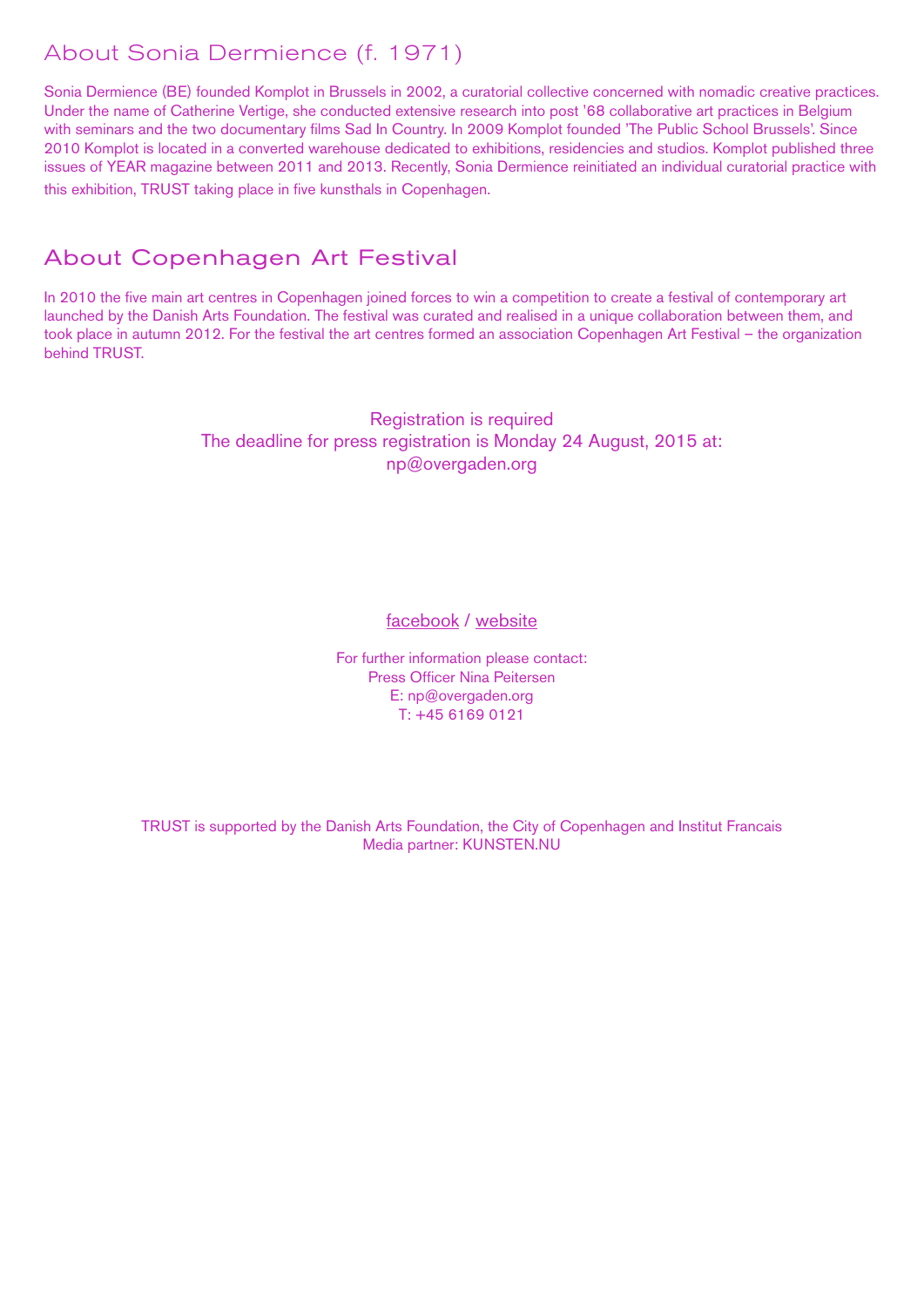## About Sonia Dermience (f. 1971)

Sonia Dermience (BE) founded Komplot in Brussels in 2002, a curatorial collective concerned with nomadic creative practices. Under the name of Catherine Vertige, she conducted extensive research into post '68 collaborative art practices in Belgium with seminars and the two documentary films Sad In Country. In 2009 Komplot founded 'The Public School Brussels'. Since 2010 Komplot is located in a converted warehouse dedicated to exhibitions, residencies and studios. Komplot published three issues of YEAR magazine between 2011 and 2013. Recently, Sonia Dermience reinitiated an individual curatorial practice with this exhibition, TRUST taking place in five kunsthals in Copenhagen.

## About Copenhagen Art Festival

In 2010 the five main art centres in Copenhagen joined forces to win a competition to create a festival of contemporary art launched by the Danish Arts Foundation. The festival was curated and realised in a unique collaboration between them, and took place in autumn 2012. For the festival the art centres formed an association Copenhagen Art Festival – the organization behind TRUST.

Registration is required
The deadline for press registration is Monday 24 August, 2015 at:
np@overgaden.org

facebook / website

For further information please contact:
Press Officer Nina Peitersen
E: np@overgaden.org
T: +45 6169 0121

TRUST is supported by the Danish Arts Foundation, the City of Copenhagen and Institut Francais
Media partner: KUNSTEN.NU